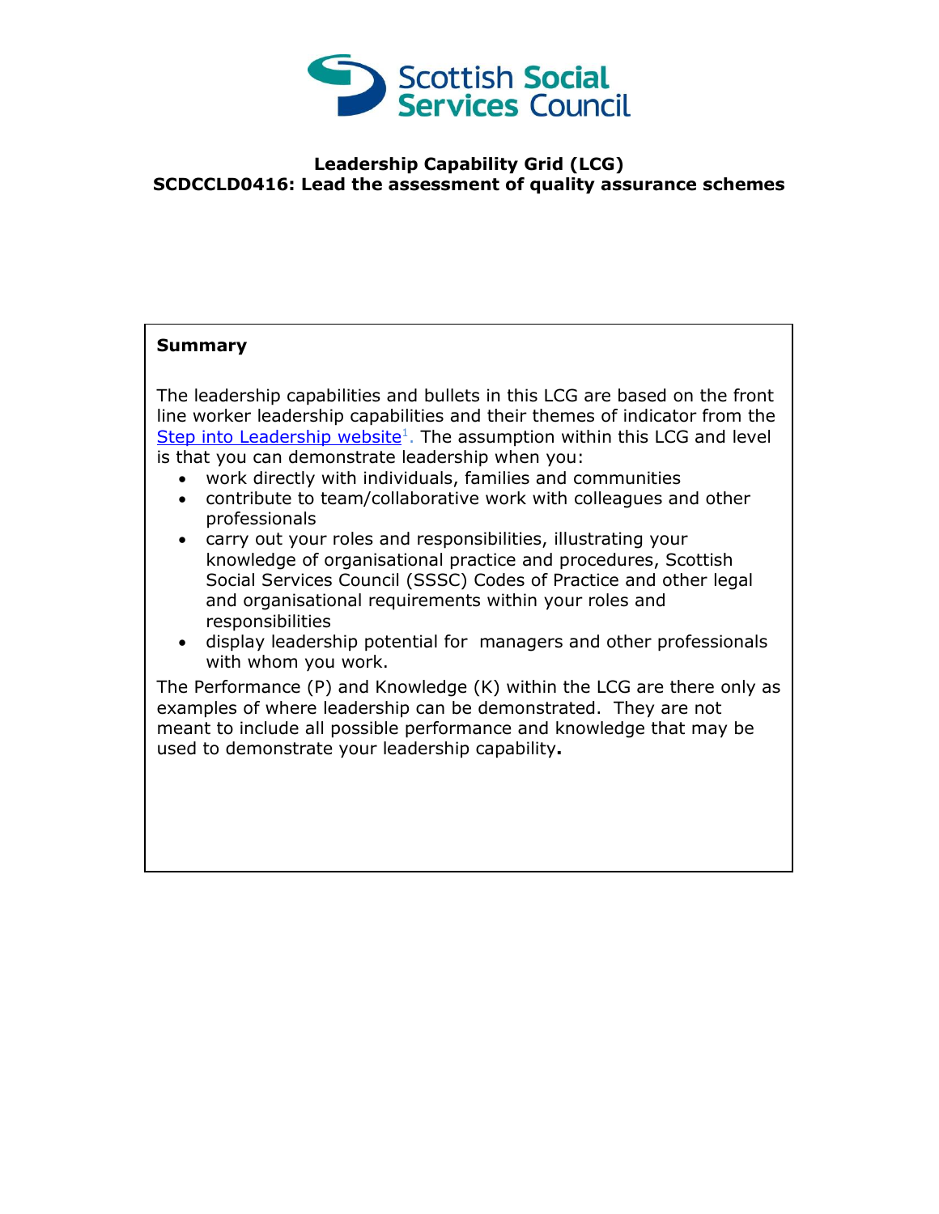Scottish Social Services Council

# Leadership Capability Grid (LCG)
# SCDCCLD0416: Lead the assessment of quality assurance schemes

## Summary

The leadership capabilities and bullets in this LCG are based on the front line worker leadership capabilities and their themes of indicator from the Step into Leadership website[1]. The assumption within this LCG and level is that you can demonstrate leadership when you:

- work directly with individuals, families and communities
- contribute to team/collaborative work with colleagues and other professionals
- carry out your roles and responsibilities, illustrating your knowledge of organisational practice and procedures, Scottish Social Services Council (SSSC) Codes of Practice and other legal and organisational requirements within your roles and responsibilities
- display leadership potential for managers and other professionals with whom you work.

The Performance (P) and Knowledge (K) within the LCG are there only as examples of where leadership can be demonstrated. They are not meant to include all possible performance and knowledge that may be used to demonstrate your leadership capability**.**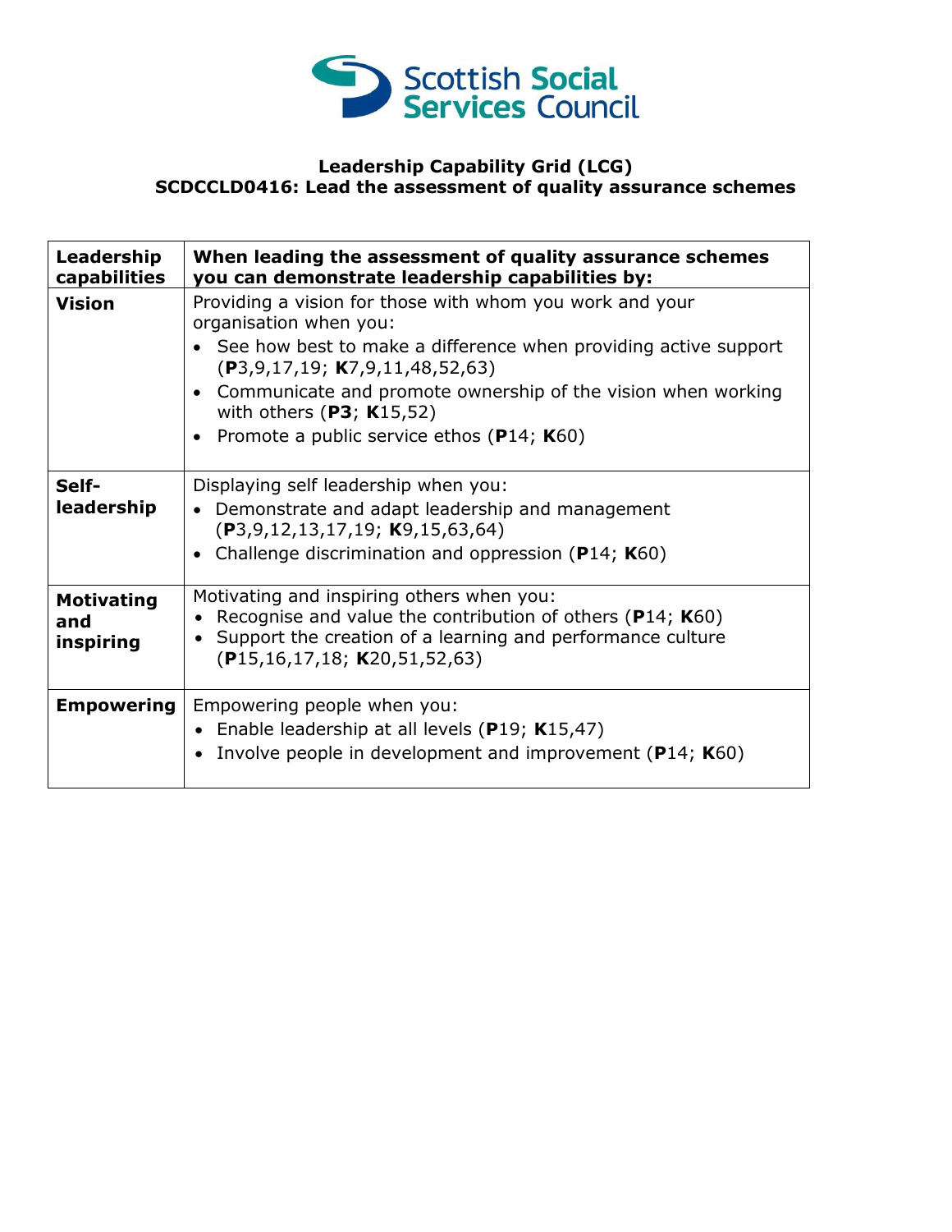Scottish Social Services Council

# Leadership Capability Grid (LCG)
## SCDCCLD0416: Lead the assessment of quality assurance schemes

| **Leadership capabilities** | **When leading the assessment of quality assurance schemes you can demonstrate leadership capabilities by:** |
|---|---|
| **Vision** | Providing a vision for those with whom you work and your organisation when you:<br>• See how best to make a difference when providing active support (**P**3,9,17,19; **K**7,9,11,48,52,63)<br>• Communicate and promote ownership of the vision when working with others (**P3**; **K**15,52)<br>• Promote a public service ethos (**P**14; **K**60) |
| **Self-leadership** | Displaying self leadership when you:<br>• Demonstrate and adapt leadership and management (**P**3,9,12,13,17,19; **K**9,15,63,64)<br>• Challenge discrimination and oppression (**P**14; **K**60) |
| **Motivating and inspiring** | Motivating and inspiring others when you:<br>• Recognise and value the contribution of others (**P**14; **K**60)<br>• Support the creation of a learning and performance culture (**P**15,16,17,18; **K**20,51,52,63) |
| **Empowering** | Empowering people when you:<br>• Enable leadership at all levels (**P**19; **K**15,47)<br>• Involve people in development and improvement (**P**14; **K**60) |